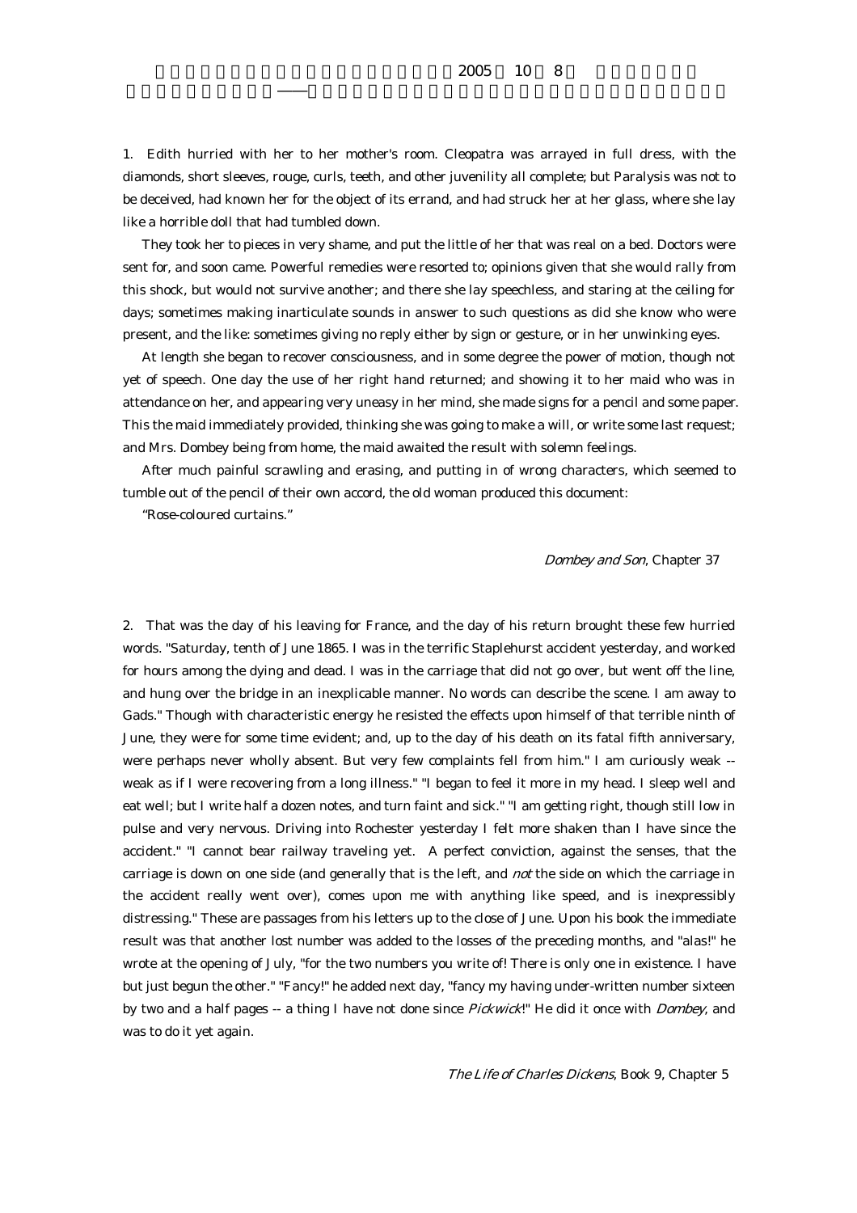1. Edith hurried with her to her mother's room. Cleopatra was arrayed in full dress, with the diamonds, short sleeves, rouge, curls, teeth, and other juvenility all complete; but Paralysis was not to be deceived, had known her for the object of its errand, and had struck her at her glass, where she lay like a horrible doll that had tumbled down.

They took her to pieces in very shame, and put the little of her that was real on a bed. Doctors were sent for, and soon came. Powerful remedies were resorted to; opinions given that she would rally from this shock, but would not survive another; and there she lay speechless, and staring at the ceiling for days; sometimes making inarticulate sounds in answer to such questions as did she know who were present, and the like: sometimes giving no reply either by sign or gesture, or in her unwinking eyes.

At length she began to recover consciousness, and in some degree the power of motion, though not yet of speech. One day the use of her right hand returned; and showing it to her maid who was in attendance on her, and appearing very uneasy in her mind, she made signs for a pencil and some paper. This the maid immediately provided, thinking she was going to make a will, or write some last request; and Mrs. Dombey being from home, the maid awaited the result with solemn feelings.

After much painful scrawling and erasing, and putting in of wrong characters, which seemed to tumble out of the pencil of their own accord, the old woman produced this document:

"Rose-coloured curtains."

*Dombey and Son*, Chapter 37

2. That was the day of his leaving for France, and the day of his return brought these few hurried words. "Saturday, tenth of June 1865. I was in the terrific Staplehurst accident yesterday, and worked for hours among the dying and dead. I was in the carriage that did not go over, but went off the line, and hung over the bridge in an inexplicable manner. No words can describe the scene. I am away to Gads." Though with characteristic energy he resisted the effects upon himself of that terrible ninth of June, they were for some time evident; and, up to the day of his death on its fatal fifth anniversary, were perhaps never wholly absent. But very few complaints fell from him." I am curiously weak -- weak as if I were recovering from a long illness." "I began to feel it more in my head. I sleep well and eat well; but I write half a dozen notes, and turn faint and sick." "I am getting right, though still low in pulse and very nervous. Driving into Rochester yesterday I felt more shaken than I have since the accident." "I cannot bear railway traveling yet. A perfect conviction, against the senses, that the carriage is down on one side (and generally that is the left, and *not* the side on which the carriage in the accident really went over), comes upon me with anything like speed, and is inexpressibly distressing." These are passages from his letters up to the close of June. Upon his book the immediate result was that another lost number was added to the losses of the preceding months, and "alas!" he wrote at the opening of July, "for the two numbers you write of! There is only one in existence. I have but just begun the other." "Fancy!" he added next day, "fancy my having under-written number sixteen by two and a half pages -- a thing I have not done since *Pickwick*!" He did it once with *Dombey*, and was to do it yet again.

*The Life of Charles Dickens*, Book 9, Chapter 5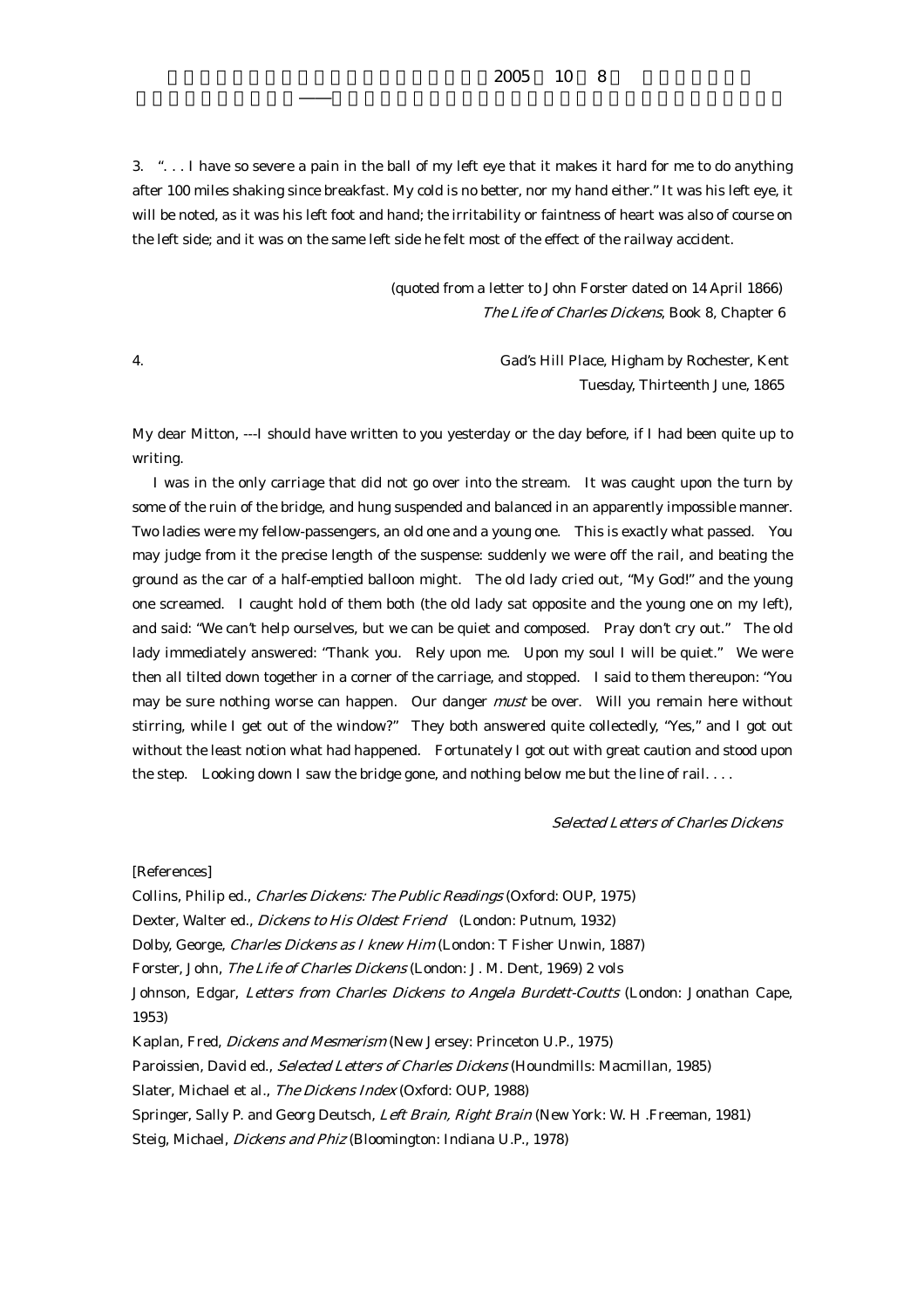3. ". . . I have so severe a pain in the ball of my left eye that it makes it hard for me to do anything after 100 miles shaking since breakfast. My cold is no better, nor my hand either." It was his left eye, it will be noted, as it was his left foot and hand; the irritability or faintness of heart was also of course on the left side; and it was on the same left side he felt most of the effect of the railway accident.

(quoted from a letter to John Forster dated on 14 April 1866)
*The Life of Charles Dickens*, Book 8, Chapter 6

4. Gad's Hill Place, Higham by Rochester, Kent
Tuesday, Thirteenth June, 1865

My dear Mitton, ---I should have written to you yesterday or the day before, if I had been quite up to writing.

I was in the only carriage that did not go over into the stream. It was caught upon the turn by some of the ruin of the bridge, and hung suspended and balanced in an apparently impossible manner. Two ladies were my fellow-passengers, an old one and a young one. This is exactly what passed. You may judge from it the precise length of the suspense: suddenly we were off the rail, and beating the ground as the car of a half-emptied balloon might. The old lady cried out, "My God!" and the young one screamed. I caught hold of them both (the old lady sat opposite and the young one on my left), and said: "We can't help ourselves, but we can be quiet and composed. Pray don't cry out." The old lady immediately answered: "Thank you. Rely upon me. Upon my soul I will be quiet." We were then all tilted down together in a corner of the carriage, and stopped. I said to them thereupon: "You may be sure nothing worse can happen. Our danger *must* be over. Will you remain here without stirring, while I get out of the window?" They both answered quite collectedly, "Yes," and I got out without the least notion what had happened. Fortunately I got out with great caution and stood upon the step. Looking down I saw the bridge gone, and nothing below me but the line of rail. . . .

*Selected Letters of Charles Dickens*

[References]

Collins, Philip ed., *Charles Dickens: The Public Readings* (Oxford: OUP, 1975)
Dexter, Walter ed., *Dickens to His Oldest Friend* (London: Putnum, 1932)
Dolby, George, *Charles Dickens as I knew Him* (London: T Fisher Unwin, 1887)
Forster, John, *The Life of Charles Dickens* (London: J. M. Dent, 1969) 2 vols
Johnson, Edgar, *Letters from Charles Dickens to Angela Burdett-Coutts* (London: Jonathan Cape, 1953)
Kaplan, Fred, *Dickens and Mesmerism* (New Jersey: Princeton U.P., 1975)
Paroissien, David ed., *Selected Letters of Charles Dickens* (Houndmills: Macmillan, 1985)
Slater, Michael et al., *The Dickens Index* (Oxford: OUP, 1988)
Springer, Sally P. and Georg Deutsch, *Left Brain, Right Brain* (New York: W. H .Freeman, 1981)
Steig, Michael, *Dickens and Phiz* (Bloomington: Indiana U.P., 1978)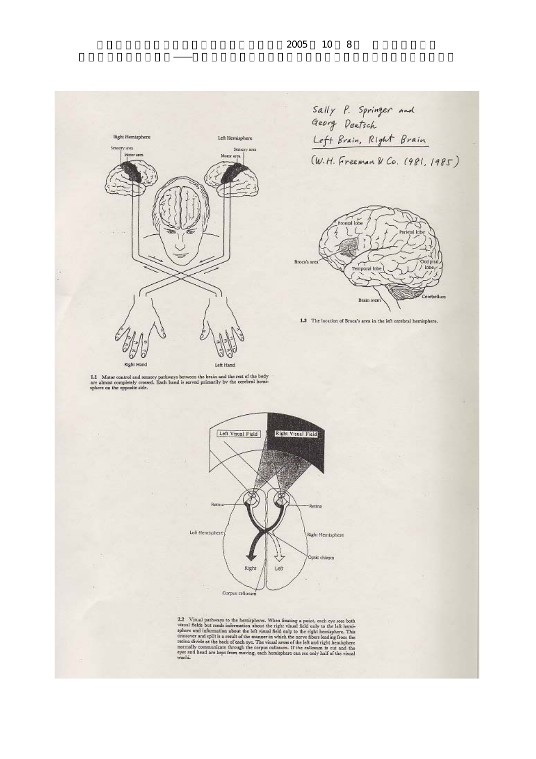Sally P. Springer and Georg Deutsch
Left Brain, Right Brain
(W.H. Freeman & Co. (1981, 1985)

1.1 Motor control and sensory pathways between the brain and the rest of the body are almost completely crossed. Each hand is served primarily by the cerebral hemisphere on the opposite side.

1.3 The location of Broca's area in the left cerebral hemisphere.

2.2 Visual pathways to the hemispheres. When fixating a point, each eye sees both visual fields but sends information about the right visual field only to the left hemisphere and information about the left visual field only to the right hemisphere. This crossover and split is a result of the manner in which the nerve fibers leading from the retina divide at the back of each eye. The visual areas of the left and right hemisphere normally communicate through the corpus callosum. If the callosum is cut and the eyes and head are kept from moving, each hemisphere can see only half of the visual world.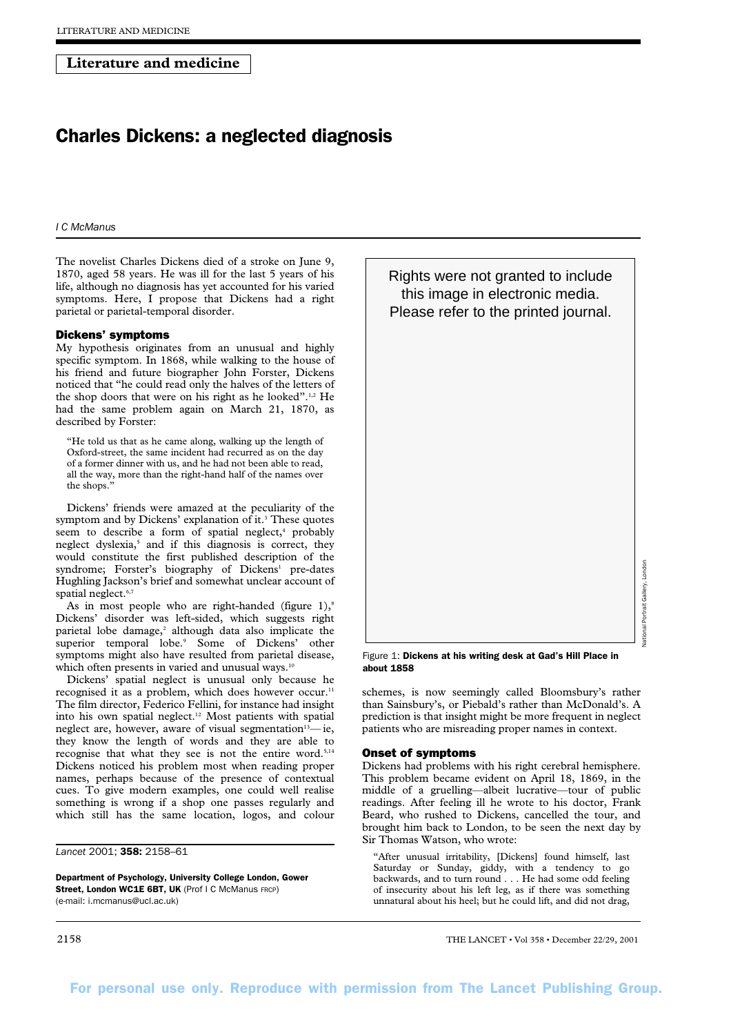## Literature and medicine

# Charles Dickens: a neglected diagnosis

*I C McManus*

The novelist Charles Dickens died of a stroke on June 9, 1870, aged 58 years. He was ill for the last 5 years of his life, although no diagnosis has yet accounted for his varied symptoms. Here, I propose that Dickens had a right parietal or parietal-temporal disorder.

### Dickens' symptoms

My hypothesis originates from an unusual and highly specific symptom. In 1868, while walking to the house of his friend and future biographer John Forster, Dickens noticed that "he could read only the halves of the letters of the shop doors that were on his right as he looked".[1,2] He had the same problem again on March 21, 1870, as described by Forster:

> "He told us that as he came along, walking up the length of Oxford-street, the same incident had recurred as on the day of a former dinner with us, and he had not been able to read, all the way, more than the right-hand half of the names over the shops."

Dickens' friends were amazed at the peculiarity of the symptom and by Dickens' explanation of it.[3] These quotes seem to describe a form of spatial neglect,[4] probably neglect dyslexia,[5] and if this diagnosis is correct, they would constitute the first published description of the syndrome; Forster's biography of Dickens[1] pre-dates Hughling Jackson's brief and somewhat unclear account of spatial neglect.[6,7]

As in most people who are right-handed (figure 1),[8] Dickens' disorder was left-sided, which suggests right parietal lobe damage,[2] although data also implicate the superior temporal lobe.[9] Some of Dickens' other symptoms might also have resulted from parietal disease, which often presents in varied and unusual ways.[10]

Dickens' spatial neglect is unusual only because he recognised it as a problem, which does however occur.[11] The film director, Federico Fellini, for instance had insight into his own spatial neglect.[12] Most patients with spatial neglect are, however, aware of visual segmentation[13]—ie, they know the length of words and they are able to recognise that what they see is not the entire word.[5,14] Dickens noticed his problem most when reading proper names, perhaps because of the presence of contextual cues. To give modern examples, one could well realise something is wrong if a shop one passes regularly and which still has the same location, logos, and colour schemes, is now seemingly called Bloomsbury's rather than Sainsbury's, or Piebald's rather than McDonald's. A prediction is that insight might be more frequent in neglect patients who are misreading proper names in context.

Rights were not granted to include this image in electronic media. Please refer to the printed journal.

Figure 1: **Dickens at his writing desk at Gad's Hill Place in about 1858**

*Lancet* 2001; **358:** 2158–61

**Department of Psychology, University College London, Gower Street, London WC1E 6BT, UK** (Prof I C McManus FRCP) (e-mail: i.mcmanus@ucl.ac.uk)

### Onset of symptoms

Dickens had problems with his right cerebral hemisphere. This problem became evident on April 18, 1869, in the middle of a gruelling—albeit lucrative—tour of public readings. After feeling ill he wrote to his doctor, Frank Beard, who rushed to Dickens, cancelled the tour, and brought him back to London, to be seen the next day by Sir Thomas Watson, who wrote:

> "After unusual irritability, [Dickens] found himself, last Saturday or Sunday, giddy, with a tendency to go backwards, and to turn round . . . He had some odd feeling of insecurity about his left leg, as if there was something unnatural about his heel; but he could lift, and did not drag,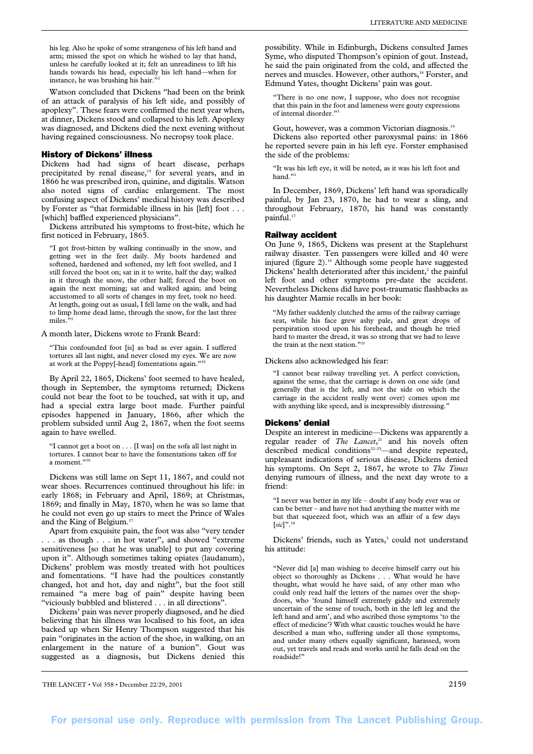his leg. Also he spoke of some strangeness of his left hand and arm; missed the spot on which he wished to lay that hand, unless he carefully looked at it; felt an unreadiness to lift his hands towards his head, especially his left hand—when for instance, he was brushing his hair."[2]

Watson concluded that Dickens "had been on the brink of an attack of paralysis of his left side, and possibly of apoplexy". These fears were confirmed the next year when, at dinner, Dickens stood and collapsed to his left. Apoplexy was diagnosed, and Dickens died the next evening without having regained consciousness. No necropsy took place.

## History of Dickens' illness

Dickens had had signs of heart disease, perhaps precipitated by renal disease,[15] for several years, and in 1866 he was prescribed iron, quinine, and digitalis. Watson also noted signs of cardiac enlargement. The most confusing aspect of Dickens' medical history was described by Forster as "that formidable illness in his [left] foot . . . [which] baffled experienced physicians".

Dickens attributed his symptoms to frost-bite, which he first noticed in February, 1865.

> "I got frost-bitten by walking continually in the snow, and getting wet in the feet daily. My boots hardened and softened, hardened and softened, my left foot swelled, and I still forced the boot on; sat in it to write, half the day; walked in it through the snow, the other half; forced the boot on again the next morning; sat and walked again; and being accustomed to all sorts of changes in my feet, took no heed. At length, going out as usual, I fell lame on the walk, and had to limp home dead lame, through the snow, for the last three miles."[1]

A month later, Dickens wrote to Frank Beard:

> "This confounded foot [is] as bad as ever again. I suffered tortures all last night, and never closed my eyes. We are now at work at the Poppy[-head] fomentations again."[16]

By April 22, 1865, Dickens' foot seemed to have healed, though in September, the symptoms returned; Dickens could not bear the foot to be touched, sat with it up, and had a special extra large boot made. Further painful episodes happened in January, 1866, after which the problem subsided until Aug 2, 1867, when the foot seems again to have swelled.

> "I cannot get a boot on . . . [I was] on the sofa all last night in tortures. I cannot bear to have the fomentations taken off for a moment."[16]

Dickens was still lame on Sept 11, 1867, and could not wear shoes. Recurrences continued throughout his life: in early 1868; in February and April, 1869; at Christmas, 1869; and finally in May, 1870, when he was so lame that he could not even go up stairs to meet the Prince of Wales and the King of Belgium.[17]

Apart from exquisite pain, the foot was also "very tender . . . as though . . . in hot water", and showed "extreme sensitiveness [so that he was unable] to put any covering upon it". Although sometimes taking opiates (laudanum), Dickens' problem was mostly treated with hot poultices and fomentations. "I have had the poultices constantly changed, hot and hot, day and night", but the foot still remained "a mere bag of pain" despite having been "viciously bubbled and blistered . . . in all directions".

Dickens' pain was never properly diagnosed, and he died believing that his illness was localised to his foot, an idea backed up when Sir Henry Thompson suggested that his pain "originates in the action of the shoe, in walking, on an enlargement in the nature of a bunion". Gout was suggested as a diagnosis, but Dickens denied this possibility. While in Edinburgh, Dickens consulted James Syme, who disputed Thompson's opinion of gout. Instead, he said the pain originated from the cold, and affected the nerves and muscles. However, other authors,[18] Forster, and Edmund Yates, thought Dickens' pain was gout.

> "There is no one now, I suppose, who does not recognise that this pain in the foot and lameness were gouty expressions of internal disorder."[3]

Gout, however, was a common Victorian diagnosis.[19]

Dickens also reported other paroxysmal pains: in 1866 he reported severe pain in his left eye. Forster emphasised the side of the problems:

> "It was his left eye, it will be noted, as it was his left foot and hand."[1]

In December, 1869, Dickens' left hand was sporadically painful, by Jan 23, 1870, he had to wear a sling, and throughout February, 1870, his hand was constantly painful.[17]

## Railway accident

On June 9, 1865, Dickens was present at the Staplehurst railway disaster. Ten passengers were killed and 40 were injured (figure 2).[16] Although some people have suggested Dickens' health deteriorated after this incident,[2] the painful left foot and other symptoms pre-date the accident. Nevertheless Dickens did have post-traumatic flashbacks as his daughter Mamie recalls in her book:

> "My father suddenly clutched the arms of the railway carriage seat, while his face grew ashy pale, and great drops of perspiration stood upon his forehead, and though he tried hard to master the dread, it was so strong that we had to leave the train at the next station."[20]

Dickens also acknowledged his fear:

> "I cannot bear railway travelling yet. A perfect conviction, against the sense, that the carriage is down on one side (and generally that is the left, and not the side on which the carriage in the accident really went over) comes upon me with anything like speed, and is inexpressibly distressing."

## Dickens' denial

Despite an interest in medicine—Dickens was apparently a regular reader of *The Lancet*,[21] and his novels often described medical conditions[22–25]—and despite repeated, unpleasant indications of serious disease, Dickens denied his symptoms. On Sept 2, 1867, he wrote to *The Times* denying rumours of illness, and the next day wrote to a friend:

> "I never was better in my life – doubt if any body ever was or can be better – and have not had anything the matter with me but that squeezed foot, which was an affair of a few days [*sic*]".[16]

Dickens' friends, such as Yates,[3] could not understand his attitude:

> "Never did [a] man wishing to deceive himself carry out his object so thoroughly as Dickens . . . What would he have thought, what would he have said, of any other man who could only read half the letters of the names over the shop-doors, who 'found himself extremely giddy and extremely uncertain of the sense of touch, both in the left leg and the left hand and arm', and who ascribed those symptoms 'to the effect of medicine'? With what caustic touches would he have described a man who, suffering under all those symptoms, and under many others equally significant, harassed, worn out, yet travels and reads and works until he falls dead on the roadside!"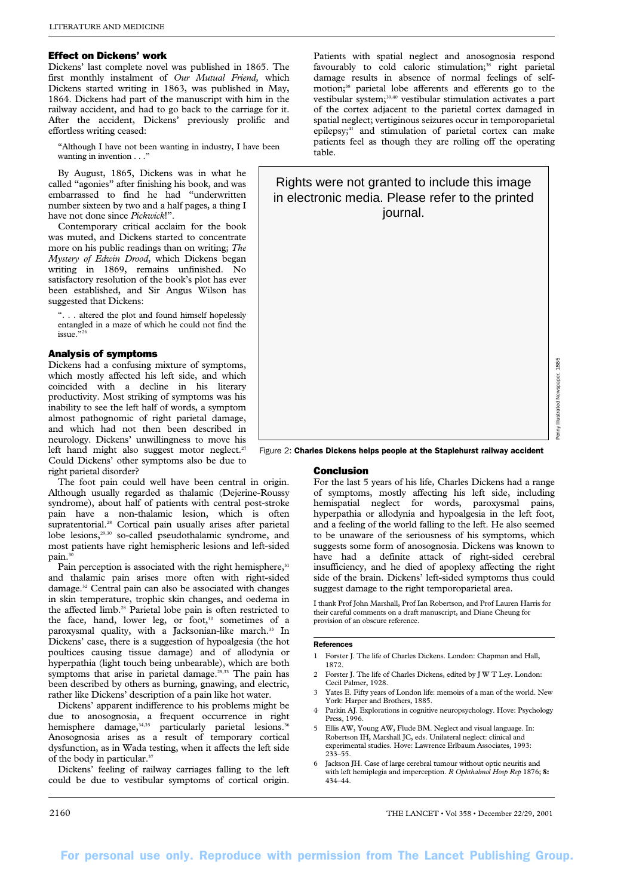## Effect on Dickens' work

Dickens' last complete novel was published in 1865. The first monthly instalment of *Our Mutual Friend*, which Dickens started writing in 1863, was published in May, 1864. Dickens had part of the manuscript with him in the railway accident, and had to go back to the carriage for it. After the accident, Dickens' previously prolific and effortless writing ceased:

> "Although I have not been wanting in industry, I have been wanting in invention . . ."

By August, 1865, Dickens was in what he called "agonies" after finishing his book, and was embarrassed to find he had "underwritten number sixteen by two and a half pages, a thing I have not done since *Pickwick*!".

Contemporary critical acclaim for the book was muted, and Dickens started to concentrate more on his public readings than on writing; *The Mystery of Edwin Drood*, which Dickens began writing in 1869, remains unfinished. No satisfactory resolution of the book's plot has ever been established, and Sir Angus Wilson has suggested that Dickens:

> ". . . altered the plot and found himself hopelessly entangled in a maze of which he could not find the issue."[26]

## Analysis of symptoms

Dickens had a confusing mixture of symptoms, which mostly affected his left side, and which coincided with a decline in his literary productivity. Most striking of symptoms was his inability to see the left half of words, a symptom almost pathognomic of right parietal damage, and which had not then been described in neurology. Dickens' unwillingness to move his left hand might also suggest motor neglect.[27] Could Dickens' other symptoms also be due to right parietal disorder?

The foot pain could well have been central in origin. Although usually regarded as thalamic (Dejerine-Roussy syndrome), about half of patients with central post-stroke pain have a non-thalamic lesion, which is often supratentorial.[28] Cortical pain usually arises after parietal lobe lesions,[29,30] so-called pseudothalamic syndrome, and most patients have right hemispheric lesions and left-sided pain.[30]

Pain perception is associated with the right hemisphere,[31] and thalamic pain arises more often with right-sided damage.[32] Central pain can also be associated with changes in skin temperature, trophic skin changes, and oedema in the affected limb.[28] Parietal lobe pain is often restricted to the face, hand, lower leg, or foot,[30] sometimes of a paroxysmal quality, with a Jacksonian-like march.[33] In Dickens' case, there is a suggestion of hypoalgesia (the hot poultices causing tissue damage) and of allodynia or hyperpathia (light touch being unbearable), which are both symptoms that arise in parietal damage.[29,33] The pain has been described by others as burning, gnawing, and electric, rather like Dickens' description of a pain like hot water.

Dickens' apparent indifference to his problems might be due to anosognosia, a frequent occurrence in right hemisphere damage,[34,35] particularly parietal lesions.[36] Anosognosia arises as a result of temporary cortical dysfunction, as in Wada testing, when it affects the left side of the body in particular.[37]

Dickens' feeling of railway carriages falling to the left could be due to vestibular symptoms of cortical origin. Patients with spatial neglect and anosognosia respond favourably to cold caloric stimulation;[38] right parietal damage results in absence of normal feelings of self-motion;[38] parietal lobe afferents and efferents go to the vestibular system;[39,40] vestibular stimulation activates a part of the cortex adjacent to the parietal cortex damaged in spatial neglect; vertiginous seizures occur in temporoparietal epilepsy;[41] and stimulation of parietal cortex can make patients feel as though they are rolling off the operating table.

Rights were not granted to include this image in electronic media. Please refer to the printed journal.

Penny Illustrated Newspaper, 1865

Figure 2: **Charles Dickens helps people at the Staplehurst railway accident**

## Conclusion

For the last 5 years of his life, Charles Dickens had a range of symptoms, mostly affecting his left side, including hemispatial neglect for words, paroxysmal pains, hyperpathia or allodynia and hypoalgesia in the left foot, and a feeling of the world falling to the left. He also seemed to be unaware of the seriousness of his symptoms, which suggests some form of anosognosia. Dickens was known to have had a definite attack of right-sided cerebral insufficiency, and he died of apoplexy affecting the right side of the brain. Dickens' left-sided symptoms thus could suggest damage to the right temporoparietal area.

I thank Prof John Marshall, Prof Ian Robertson, and Prof Lauren Harris for their careful comments on a draft manuscript, and Diane Cheung for provision of an obscure reference.

### References

1. Forster J. The life of Charles Dickens. London: Chapman and Hall, 1872.
2. Forster J. The life of Charles Dickens, edited by J W T Ley. London: Cecil Palmer, 1928.
3. Yates E. Fifty years of London life: memoirs of a man of the world. New York: Harper and Brothers, 1885.
4. Parkin AJ. Explorations in cognitive neuropsychology. Hove: Psychology Press, 1996.
5. Ellis AW, Young AW, Flude BM. Neglect and visual language. In: Robertson IH, Marshall JC, eds. Unilateral neglect: clinical and experimental studies. Hove: Lawrence Erlbaum Associates, 1993: 233–55.
6. Jackson JH. Case of large cerebral tumour without optic neuritis and with left hemiplegia and imperception. *R Ophthalmol Hosp Rep* 1876; **8:** 434–44.

For personal use only. Reproduce with permission from The Lancet Publishing Group.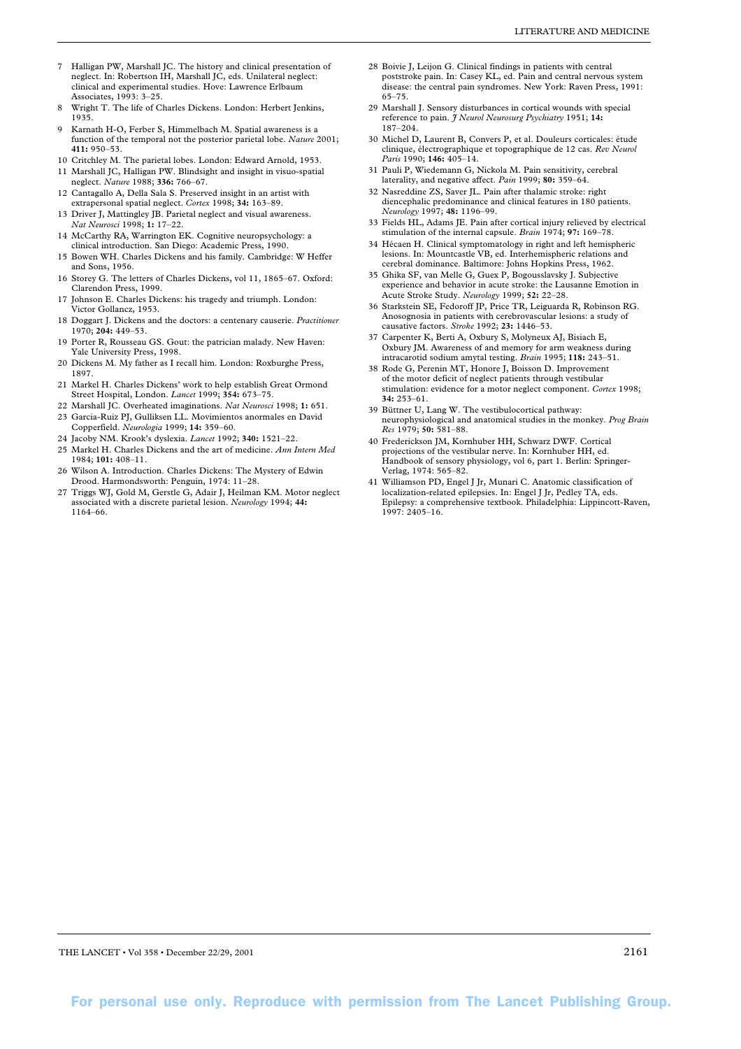7 Halligan PW, Marshall JC. The history and clinical presentation of neglect. In: Robertson IH, Marshall JC, eds. Unilateral neglect: clinical and experimental studies. Hove: Lawrence Erlbaum Associates, 1993: 3–25.

8 Wright T. The life of Charles Dickens. London: Herbert Jenkins, 1935.

9 Karnath H-O, Ferber S, Himmelbach M. Spatial awareness is a function of the temporal not the posterior parietal lobe. *Nature* 2001; **411:** 950–53.

10 Critchley M. The parietal lobes. London: Edward Arnold, 1953.

11 Marshall JC, Halligan PW. Blindsight and insight in visuo-spatial neglect. *Nature* 1988; **336:** 766–67.

12 Cantagallo A, Della Sala S. Preserved insight in an artist with extrapersonal spatial neglect. *Cortex* 1998; **34:** 163–89.

13 Driver J, Mattingley JB. Parietal neglect and visual awareness. *Nat Neurosci* 1998; **1:** 17–22.

14 McCarthy RA, Warrington EK. Cognitive neuropsychology: a clinical introduction. San Diego: Academic Press, 1990.

15 Bowen WH. Charles Dickens and his family. Cambridge: W Heffer and Sons, 1956.

16 Storey G. The letters of Charles Dickens, vol 11, 1865–67. Oxford: Clarendon Press, 1999.

17 Johnson E. Charles Dickens: his tragedy and triumph. London: Victor Gollancz, 1953.

18 Doggart J. Dickens and the doctors: a centenary causerie. *Practitioner* 1970; **204:** 449–53.

19 Porter R, Rousseau GS. Gout: the patrician malady. New Haven: Yale University Press, 1998.

20 Dickens M. My father as I recall him. London: Roxburghe Press, 1897.

21 Markel H. Charles Dickens' work to help establish Great Ormond Street Hospital, London. *Lancet* 1999; **354:** 673–75.

22 Marshall JC. Overheated imaginations. *Nat Neurosci* 1998; **1:** 651.

23 Garcia-Ruiz PJ, Gulliksen LL. Movimientos anormales en David Copperfield. *Neurologia* 1999; **14:** 359–60.

24 Jacoby NM. Krook's dyslexia. *Lancet* 1992; **340:** 1521–22.

25 Markel H. Charles Dickens and the art of medicine. *Ann Intern Med* 1984; **101:** 408–11.

26 Wilson A. Introduction. Charles Dickens: The Mystery of Edwin Drood. Harmondsworth: Penguin, 1974: 11–28.

27 Triggs WJ, Gold M, Gerstle G, Adair J, Heilman KM. Motor neglect associated with a discrete parietal lesion. *Neurology* 1994; **44:** 1164–66.

28 Boivie J, Leijon G. Clinical findings in patients with central poststroke pain. In: Casey KL, ed. Pain and central nervous system disease: the central pain syndromes. New York: Raven Press, 1991: 65–75.

29 Marshall J. Sensory disturbances in cortical wounds with special reference to pain. *J Neurol Neurosurg Psychiatry* 1951; **14:** 187–204.

30 Michel D, Laurent B, Convers P, et al. Douleurs corticales: étude clinique, électrographique et topographique de 12 cas. *Rev Neurol Paris* 1990; **146:** 405–14.

31 Pauli P, Wiedemann G, Nickola M. Pain sensitivity, cerebral laterality, and negative affect. *Pain* 1999; **80:** 359–64.

32 Nasreddine ZS, Saver JL. Pain after thalamic stroke: right diencephalic predominance and clinical features in 180 patients. *Neurology* 1997; **48:** 1196–99.

33 Fields HL, Adams JE. Pain after cortical injury relieved by electrical stimulation of the internal capsule. *Brain* 1974; **97:** 169–78.

34 Hécaen H. Clinical symptomatology in right and left hemispheric lesions. In: Mountcastle VB, ed. Interhemispheric relations and cerebral dominance. Baltimore: Johns Hopkins Press, 1962.

35 Ghika SF, van Melle G, Guex P, Bogousslavsky J. Subjective experience and behavior in acute stroke: the Lausanne Emotion in Acute Stroke Study. *Neurology* 1999; **52:** 22–28.

36 Starkstein SE, Fedoroff JP, Price TR, Leiguarda R, Robinson RG. Anosognosia in patients with cerebrovascular lesions: a study of causative factors. *Stroke* 1992; **23:** 1446–53.

37 Carpenter K, Berti A, Oxbury S, Molyneux AJ, Bisiach E, Oxbury JM. Awareness of and memory for arm weakness during intracarotid sodium amytal testing. *Brain* 1995; **118:** 243–51.

38 Rode G, Perenin MT, Honore J, Boisson D. Improvement of the motor deficit of neglect patients through vestibular stimulation: evidence for a motor neglect component. *Cortex* 1998; **34:** 253–61.

39 Büttner U, Lang W. The vestibulocortical pathway: neurophysiological and anatomical studies in the monkey. *Prog Brain Res* 1979; **50:** 581–88.

40 Frederickson JM, Kornhuber HH, Schwarz DWF. Cortical projections of the vestibular nerve. In: Kornhuber HH, ed. Handbook of sensory physiology, vol 6, part 1. Berlin: Springer-Verlag, 1974: 565–82.

41 Williamson PD, Engel J Jr, Munari C. Anatomic classification of localization-related epilepsies. In: Engel J Jr, Pedley TA, eds. Epilepsy: a comprehensive textbook. Philadelphia: Lippincott-Raven, 1997: 2405–16.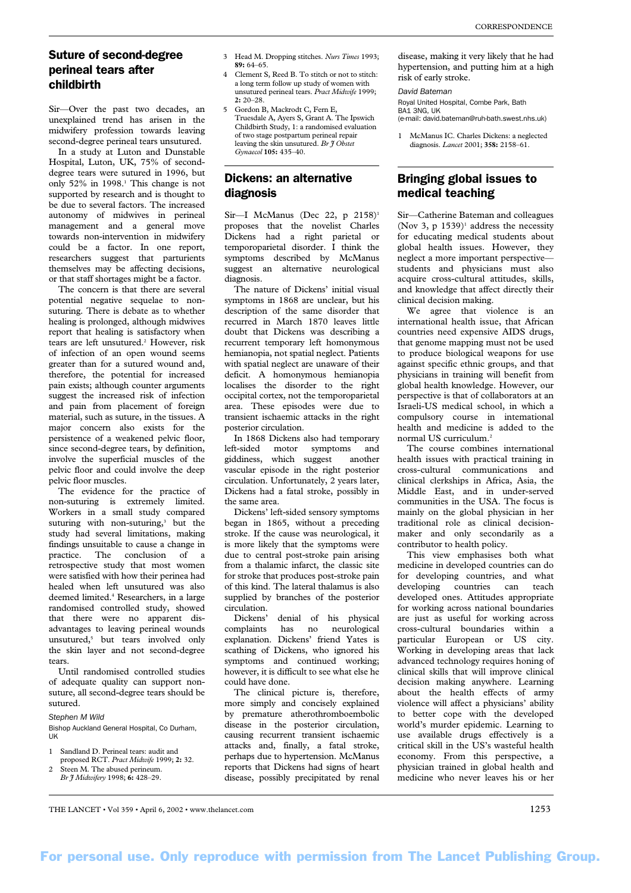## Suture of second-degree perineal tears after childbirth

Sir—Over the past two decades, an unexplained trend has arisen in the midwifery profession towards leaving second-degree perineal tears unsutured.

In a study at Luton and Dunstable Hospital, Luton, UK, 75% of second-degree tears were sutured in 1996, but only 52% in 1998.[1] This change is not supported by research and is thought to be due to several factors. The increased autonomy of midwives in perineal management and a general move towards non-intervention in midwifery could be a factor. In one report, researchers suggest that parturients themselves may be affecting decisions, or that staff shortages might be a factor.

The concern is that there are several potential negative sequelae to non-suturing. There is debate as to whether healing is prolonged, although midwives report that healing is satisfactory when tears are left unsutured.[2] However, risk of infection of an open wound seems greater than for a sutured wound and, therefore, the potential for increased pain exists; although counter arguments suggest the increased risk of infection and pain from placement of foreign material, such as suture, in the tissues. A major concern also exists for the persistence of a weakened pelvic floor, since second-degree tears, by definition, involve the superficial muscles of the pelvic floor and could involve the deep pelvic floor muscles.

The evidence for the practice of non-suturing is extremely limited. Workers in a small study compared suturing with non-suturing,[3] but the study had several limitations, making findings unsuitable to cause a change in practice. The conclusion of a retrospective study that most women were satisfied with how their perinea had healed when left unsutured was also deemed limited.[4] Researchers, in a large randomised controlled study, showed that there were no apparent disadvantages to leaving perineal wounds unsutured,[5] but tears involved only the skin layer and not second-degree tears.

Until randomised controlled studies of adequate quality can support non-suture, all second-degree tears should be sutured.

*Stephen M Wild*

Bishop Auckland General Hospital, Co Durham, UK

1. Sandland D. Perineal tears: audit and proposed RCT. *Pract Midwife* 1999; **2:** 32.
2. Steen M. The abused perineum. *Br J Midwifery* 1998; **6:** 428–29.
3. Head M. Dropping stitches. *Nurs Times* 1993; **89:** 64–65.
4. Clement S, Reed B. To stitch or not to stitch: a long term follow up study of women with unsutured perineal tears. *Pract Midwife* 1999; **2:** 20–28.
5. Gordon B, Mackrodt C, Fern E, Truesdale A, Ayers S, Grant A. The Ipswich Childbirth Study, 1: a randomised evaluation of two stage postpartum perineal repair leaving the skin unsutured. *Br J Obstet Gynaecol* **105:** 435–40.

## Dickens: an alternative diagnosis

Sir—I McManus (Dec 22, p 2158)[1] proposes that the novelist Charles Dickens had a right parietal or temporoparietal disorder. I think the symptoms described by McManus suggest an alternative neurological diagnosis.

The nature of Dickens' initial visual symptoms in 1868 are unclear, but his description of the same disorder that recurred in March 1870 leaves little doubt that Dickens was describing a recurrent temporary left homonymous hemianopia, not spatial neglect. Patients with spatial neglect are unaware of their deficit. A homonymous hemianopia localises the disorder to the right occipital cortex, not the temporoparietal area. These episodes were due to transient ischaemic attacks in the right posterior circulation.

In 1868 Dickens also had temporary left-sided motor symptoms and giddiness, which suggest another vascular episode in the right posterior circulation. Unfortunately, 2 years later, Dickens had a fatal stroke, possibly in the same area.

Dickens' left-sided sensory symptoms began in 1865, without a preceding stroke. If the cause was neurological, it is more likely that the symptoms were due to central post-stroke pain arising from a thalamic infarct, the classic site for stroke that produces post-stroke pain of this kind. The lateral thalamus is also supplied by branches of the posterior circulation.

Dickens' denial of his physical complaints has no neurological explanation. Dickens' friend Yates is scathing of Dickens, who ignored his symptoms and continued working; however, it is difficult to see what else he could have done.

The clinical picture is, therefore, more simply and concisely explained by premature atherothromboembolic disease in the posterior circulation, causing recurrent transient ischaemic attacks and, finally, a fatal stroke, perhaps due to hypertension. McManus reports that Dickens had signs of heart disease, possibly precipitated by renal disease, making it very likely that he had hypertension, and putting him at a high risk of early stroke.

*David Bateman*

Royal United Hospital, Combe Park, Bath BA1 3NG, UK
(e-mail: david.bateman@ruh-bath.swest.nhs.uk)

1. McManus IC. Charles Dickens: a neglected diagnosis. *Lancet* 2001; **358:** 2158–61.

## Bringing global issues to medical teaching

Sir—Catherine Bateman and colleagues (Nov 3, p 1539)[1] address the necessity for educating medical students about global health issues. However, they neglect a more important perspective—students and physicians must also acquire cross-cultural attitudes, skills, and knowledge that affect directly their clinical decision making.

We agree that violence is an international health issue, that African countries need expensive AIDS drugs, that genome mapping must not be used to produce biological weapons for use against specific ethnic groups, and that physicians in training will benefit from global health knowledge. However, our perspective is that of collaborators at an Israeli-US medical school, in which a compulsory course in international health and medicine is added to the normal US curriculum.[2]

The course combines international health issues with practical training in cross-cultural communications and clinical clerkships in Africa, Asia, the Middle East, and in under-served communities in the USA. The focus is mainly on the global physician in her traditional role as clinical decision-maker and only secondarily as a contributor to health policy.

This view emphasises both what medicine in developed countries can do for developing countries, and what developing countries can teach developed ones. Attitudes appropriate for working across national boundaries are just as useful for working across cross-cultural boundaries within a particular European or US city. Working in developing areas that lack advanced technology requires honing of clinical skills that will improve clinical decision making anywhere. Learning about the health effects of army violence will affect a physicians' ability to better cope with the developed world's murder epidemic. Learning to use available drugs effectively is a critical skill in the US's wasteful health economy. From this perspective, a physician trained in global health and medicine who never leaves his or her